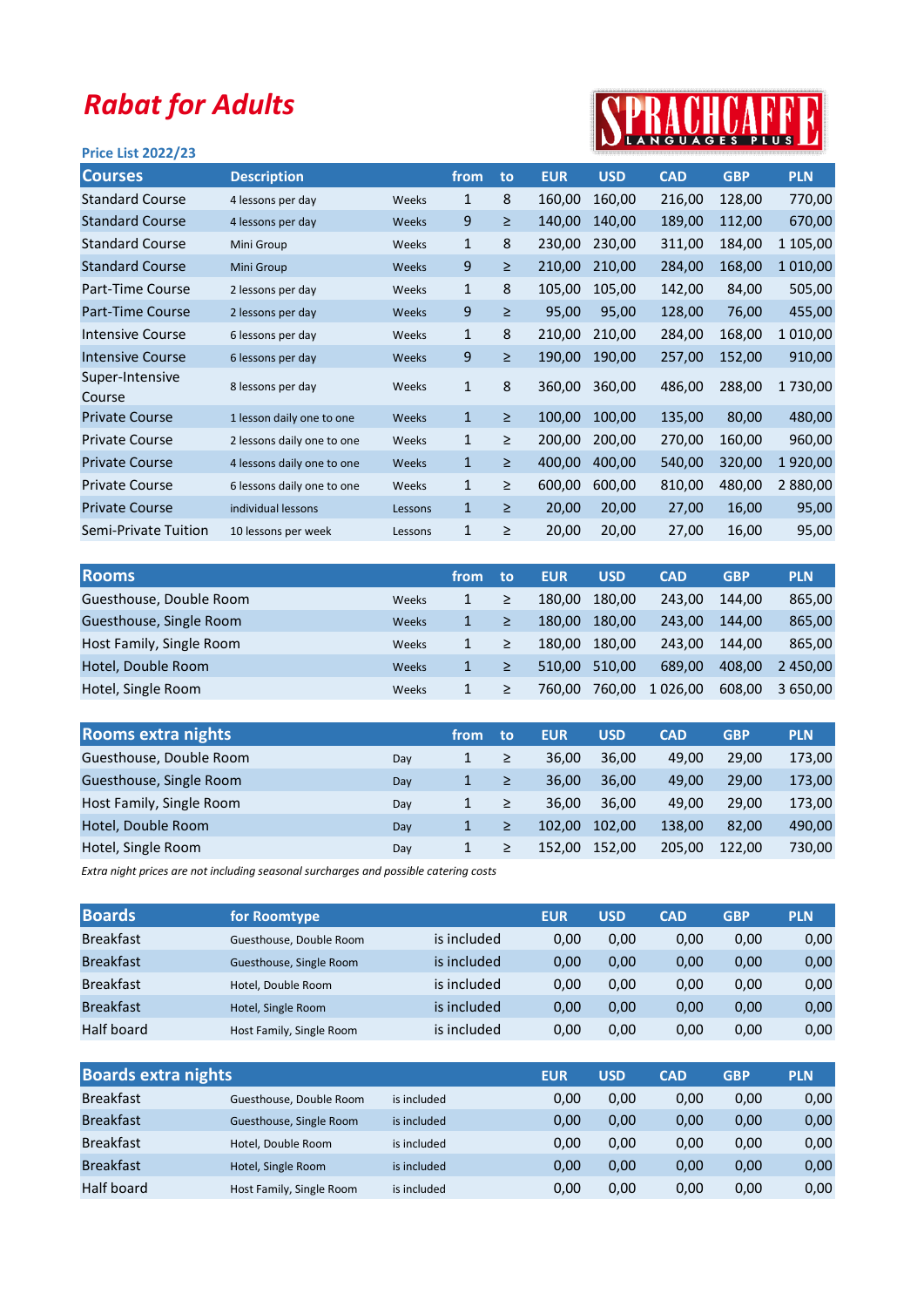# Rabat for Adults

SPRACHCAFFE LANGUAGES PLUS

**Price List 2022/23**

| Courses | Description | | from | to | EUR | USD | CAD | GBP | PLN |
|---|---|---|---|---|---|---|---|---|---|
| Standard Course | 4 lessons per day | Weeks | 1 | 8 | 160,00 | 160,00 | 216,00 | 128,00 | 770,00 |
| Standard Course | 4 lessons per day | Weeks | 9 | ≥ | 140,00 | 140,00 | 189,00 | 112,00 | 670,00 |
| Standard Course | Mini Group | Weeks | 1 | 8 | 230,00 | 230,00 | 311,00 | 184,00 | 1 105,00 |
| Standard Course | Mini Group | Weeks | 9 | ≥ | 210,00 | 210,00 | 284,00 | 168,00 | 1 010,00 |
| Part-Time Course | 2 lessons per day | Weeks | 1 | 8 | 105,00 | 105,00 | 142,00 | 84,00 | 505,00 |
| Part-Time Course | 2 lessons per day | Weeks | 9 | ≥ | 95,00 | 95,00 | 128,00 | 76,00 | 455,00 |
| Intensive Course | 6 lessons per day | Weeks | 1 | 8 | 210,00 | 210,00 | 284,00 | 168,00 | 1 010,00 |
| Intensive Course | 6 lessons per day | Weeks | 9 | ≥ | 190,00 | 190,00 | 257,00 | 152,00 | 910,00 |
| Super-Intensive Course | 8 lessons per day | Weeks | 1 | 8 | 360,00 | 360,00 | 486,00 | 288,00 | 1 730,00 |
| Private Course | 1 lesson daily one to one | Weeks | 1 | ≥ | 100,00 | 100,00 | 135,00 | 80,00 | 480,00 |
| Private Course | 2 lessons daily one to one | Weeks | 1 | ≥ | 200,00 | 200,00 | 270,00 | 160,00 | 960,00 |
| Private Course | 4 lessons daily one to one | Weeks | 1 | ≥ | 400,00 | 400,00 | 540,00 | 320,00 | 1 920,00 |
| Private Course | 6 lessons daily one to one | Weeks | 1 | ≥ | 600,00 | 600,00 | 810,00 | 480,00 | 2 880,00 |
| Private Course | individual lessons | Lessons | 1 | ≥ | 20,00 | 20,00 | 27,00 | 16,00 | 95,00 |
| Semi-Private Tuition | 10 lessons per week | Lessons | 1 | ≥ | 20,00 | 20,00 | 27,00 | 16,00 | 95,00 |

| Rooms | | from | to | EUR | USD | CAD | GBP | PLN |
|---|---|---|---|---|---|---|---|---|
| Guesthouse, Double Room | Weeks | 1 | ≥ | 180,00 | 180,00 | 243,00 | 144,00 | 865,00 |
| Guesthouse, Single Room | Weeks | 1 | ≥ | 180,00 | 180,00 | 243,00 | 144,00 | 865,00 |
| Host Family, Single Room | Weeks | 1 | ≥ | 180,00 | 180,00 | 243,00 | 144,00 | 865,00 |
| Hotel, Double Room | Weeks | 1 | ≥ | 510,00 | 510,00 | 689,00 | 408,00 | 2 450,00 |
| Hotel, Single Room | Weeks | 1 | ≥ | 760,00 | 760,00 | 1 026,00 | 608,00 | 3 650,00 |

| Rooms extra nights | | from | to | EUR | USD | CAD | GBP | PLN |
|---|---|---|---|---|---|---|---|---|
| Guesthouse, Double Room | Day | 1 | ≥ | 36,00 | 36,00 | 49,00 | 29,00 | 173,00 |
| Guesthouse, Single Room | Day | 1 | ≥ | 36,00 | 36,00 | 49,00 | 29,00 | 173,00 |
| Host Family, Single Room | Day | 1 | ≥ | 36,00 | 36,00 | 49,00 | 29,00 | 173,00 |
| Hotel, Double Room | Day | 1 | ≥ | 102,00 | 102,00 | 138,00 | 82,00 | 490,00 |
| Hotel, Single Room | Day | 1 | ≥ | 152,00 | 152,00 | 205,00 | 122,00 | 730,00 |

*Extra night prices are not including seasonal surcharges and possible catering costs*

| Boards | for Roomtype | | EUR | USD | CAD | GBP | PLN |
|---|---|---|---|---|---|---|---|
| Breakfast | Guesthouse, Double Room | is included | 0,00 | 0,00 | 0,00 | 0,00 | 0,00 |
| Breakfast | Guesthouse, Single Room | is included | 0,00 | 0,00 | 0,00 | 0,00 | 0,00 |
| Breakfast | Hotel, Double Room | is included | 0,00 | 0,00 | 0,00 | 0,00 | 0,00 |
| Breakfast | Hotel, Single Room | is included | 0,00 | 0,00 | 0,00 | 0,00 | 0,00 |
| Half board | Host Family, Single Room | is included | 0,00 | 0,00 | 0,00 | 0,00 | 0,00 |

| Boards extra nights | | | EUR | USD | CAD | GBP | PLN |
|---|---|---|---|---|---|---|---|
| Breakfast | Guesthouse, Double Room | is included | 0,00 | 0,00 | 0,00 | 0,00 | 0,00 |
| Breakfast | Guesthouse, Single Room | is included | 0,00 | 0,00 | 0,00 | 0,00 | 0,00 |
| Breakfast | Hotel, Double Room | is included | 0,00 | 0,00 | 0,00 | 0,00 | 0,00 |
| Breakfast | Hotel, Single Room | is included | 0,00 | 0,00 | 0,00 | 0,00 | 0,00 |
| Half board | Host Family, Single Room | is included | 0,00 | 0,00 | 0,00 | 0,00 | 0,00 |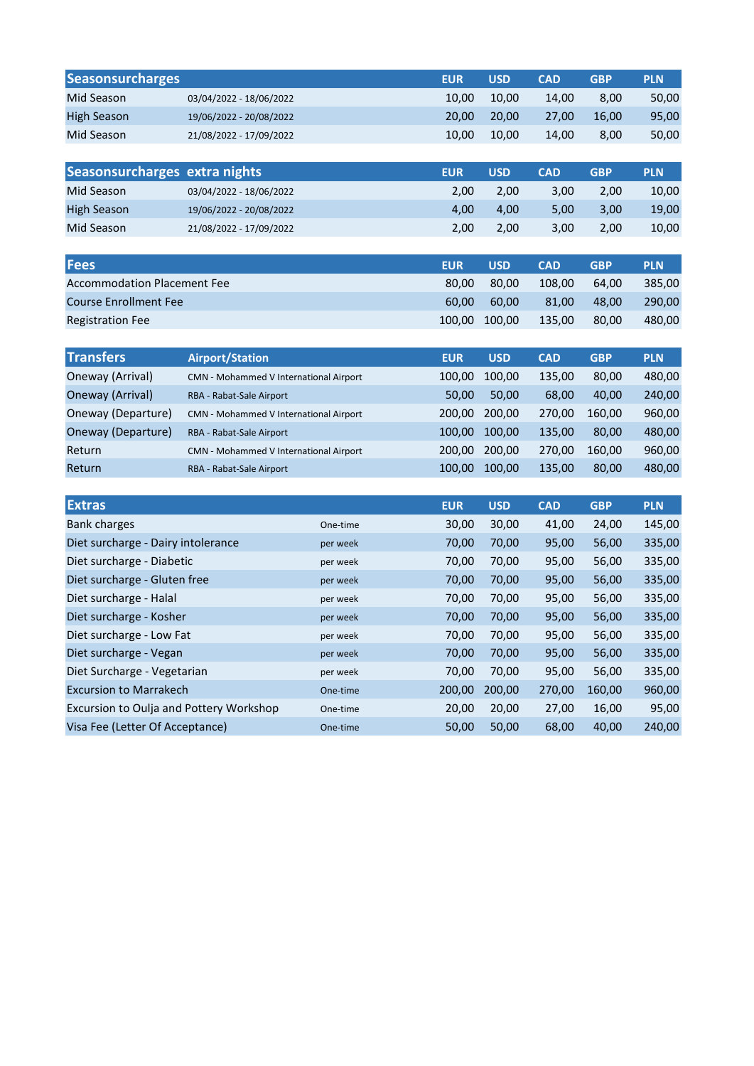| Seasonsurcharges | | EUR | USD | CAD | GBP | PLN |
|---|---|---|---|---|---|---|
| Mid Season | 03/04/2022 - 18/06/2022 | 10,00 | 10,00 | 14,00 | 8,00 | 50,00 |
| High Season | 19/06/2022 - 20/08/2022 | 20,00 | 20,00 | 27,00 | 16,00 | 95,00 |
| Mid Season | 21/08/2022 - 17/09/2022 | 10,00 | 10,00 | 14,00 | 8,00 | 50,00 |

| Seasonsurcharges | extra nights | EUR | USD | CAD | GBP | PLN |
|---|---|---|---|---|---|---|
| Mid Season | 03/04/2022 - 18/06/2022 | 2,00 | 2,00 | 3,00 | 2,00 | 10,00 |
| High Season | 19/06/2022 - 20/08/2022 | 4,00 | 4,00 | 5,00 | 3,00 | 19,00 |
| Mid Season | 21/08/2022 - 17/09/2022 | 2,00 | 2,00 | 3,00 | 2,00 | 10,00 |

| Fees | EUR | USD | CAD | GBP | PLN |
|---|---|---|---|---|---|
| Accommodation Placement Fee | 80,00 | 80,00 | 108,00 | 64,00 | 385,00 |
| Course Enrollment Fee | 60,00 | 60,00 | 81,00 | 48,00 | 290,00 |
| Registration Fee | 100,00 | 100,00 | 135,00 | 80,00 | 480,00 |

| Transfers | Airport/Station | EUR | USD | CAD | GBP | PLN |
|---|---|---|---|---|---|---|
| Oneway (Arrival) | CMN - Mohammed V International Airport | 100,00 | 100,00 | 135,00 | 80,00 | 480,00 |
| Oneway (Arrival) | RBA - Rabat-Sale Airport | 50,00 | 50,00 | 68,00 | 40,00 | 240,00 |
| Oneway (Departure) | CMN - Mohammed V International Airport | 200,00 | 200,00 | 270,00 | 160,00 | 960,00 |
| Oneway (Departure) | RBA - Rabat-Sale Airport | 100,00 | 100,00 | 135,00 | 80,00 | 480,00 |
| Return | CMN - Mohammed V International Airport | 200,00 | 200,00 | 270,00 | 160,00 | 960,00 |
| Return | RBA - Rabat-Sale Airport | 100,00 | 100,00 | 135,00 | 80,00 | 480,00 |

| Extras | | EUR | USD | CAD | GBP | PLN |
|---|---|---|---|---|---|---|
| Bank charges | One-time | 30,00 | 30,00 | 41,00 | 24,00 | 145,00 |
| Diet surcharge - Dairy intolerance | per week | 70,00 | 70,00 | 95,00 | 56,00 | 335,00 |
| Diet surcharge - Diabetic | per week | 70,00 | 70,00 | 95,00 | 56,00 | 335,00 |
| Diet surcharge - Gluten free | per week | 70,00 | 70,00 | 95,00 | 56,00 | 335,00 |
| Diet surcharge - Halal | per week | 70,00 | 70,00 | 95,00 | 56,00 | 335,00 |
| Diet surcharge - Kosher | per week | 70,00 | 70,00 | 95,00 | 56,00 | 335,00 |
| Diet surcharge - Low Fat | per week | 70,00 | 70,00 | 95,00 | 56,00 | 335,00 |
| Diet surcharge - Vegan | per week | 70,00 | 70,00 | 95,00 | 56,00 | 335,00 |
| Diet Surcharge - Vegetarian | per week | 70,00 | 70,00 | 95,00 | 56,00 | 335,00 |
| Excursion to Marrakech | One-time | 200,00 | 200,00 | 270,00 | 160,00 | 960,00 |
| Excursion to Oulja and Pottery Workshop | One-time | 20,00 | 20,00 | 27,00 | 16,00 | 95,00 |
| Visa Fee (Letter Of Acceptance) | One-time | 50,00 | 50,00 | 68,00 | 40,00 | 240,00 |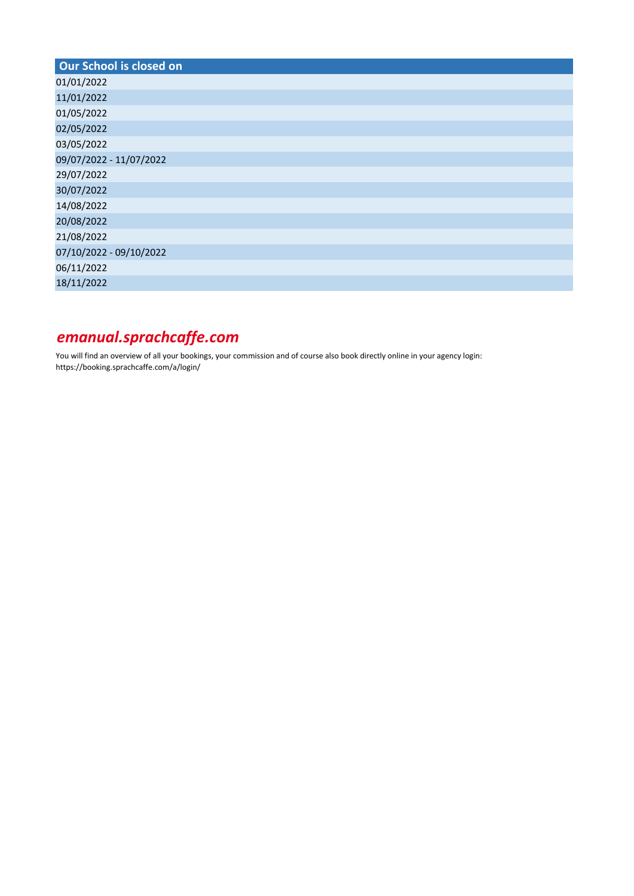| Our School is closed on |
| --- |
| 01/01/2022 |
| 11/01/2022 |
| 01/05/2022 |
| 02/05/2022 |
| 03/05/2022 |
| 09/07/2022 - 11/07/2022 |
| 29/07/2022 |
| 30/07/2022 |
| 14/08/2022 |
| 20/08/2022 |
| 21/08/2022 |
| 07/10/2022 - 09/10/2022 |
| 06/11/2022 |
| 18/11/2022 |

## *emanual.sprachcaffe.com*

You will find an overview of all your bookings, your commission and of course also book directly online in your agency login:
https://booking.sprachcaffe.com/a/login/